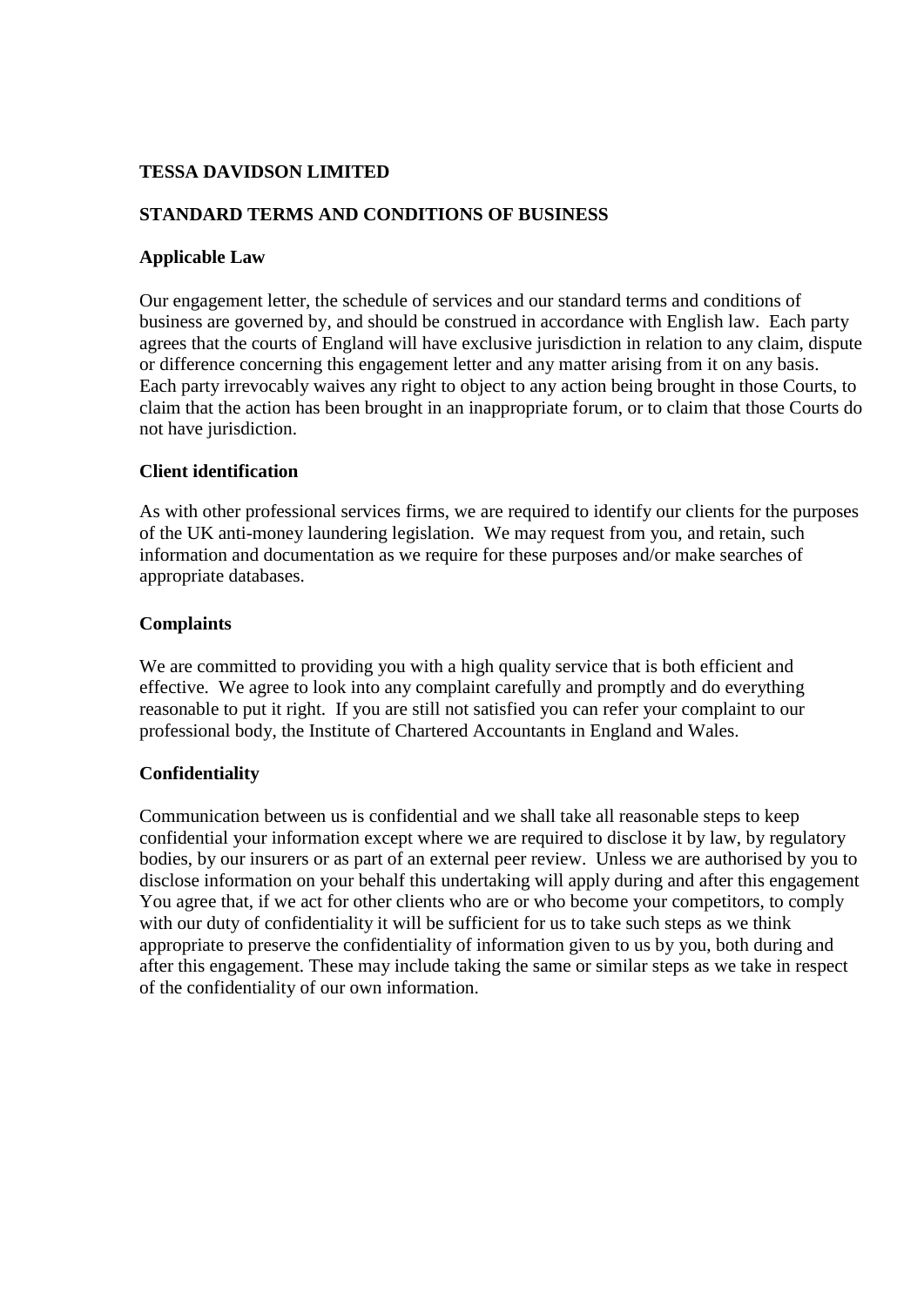**TESSA DAVIDSON LIMITED**

**STANDARD TERMS AND CONDITIONS OF BUSINESS**

**Applicable Law**

Our engagement letter, the schedule of services and our standard terms and conditions of business are governed by, and should be construed in accordance with English law. Each party agrees that the courts of England will have exclusive jurisdiction in relation to any claim, dispute or difference concerning this engagement letter and any matter arising from it on any basis. Each party irrevocably waives any right to object to any action being brought in those Courts, to claim that the action has been brought in an inappropriate forum, or to claim that those Courts do not have jurisdiction.

**Client identification**

As with other professional services firms, we are required to identify our clients for the purposes of the UK anti-money laundering legislation. We may request from you, and retain, such information and documentation as we require for these purposes and/or make searches of appropriate databases.

**Complaints**

We are committed to providing you with a high quality service that is both efficient and effective. We agree to look into any complaint carefully and promptly and do everything reasonable to put it right. If you are still not satisfied you can refer your complaint to our professional body, the Institute of Chartered Accountants in England and Wales.

**Confidentiality**

Communication between us is confidential and we shall take all reasonable steps to keep confidential your information except where we are required to disclose it by law, by regulatory bodies, by our insurers or as part of an external peer review. Unless we are authorised by you to disclose information on your behalf this undertaking will apply during and after this engagement You agree that, if we act for other clients who are or who become your competitors, to comply with our duty of confidentiality it will be sufficient for us to take such steps as we think appropriate to preserve the confidentiality of information given to us by you, both during and after this engagement. These may include taking the same or similar steps as we take in respect of the confidentiality of our own information.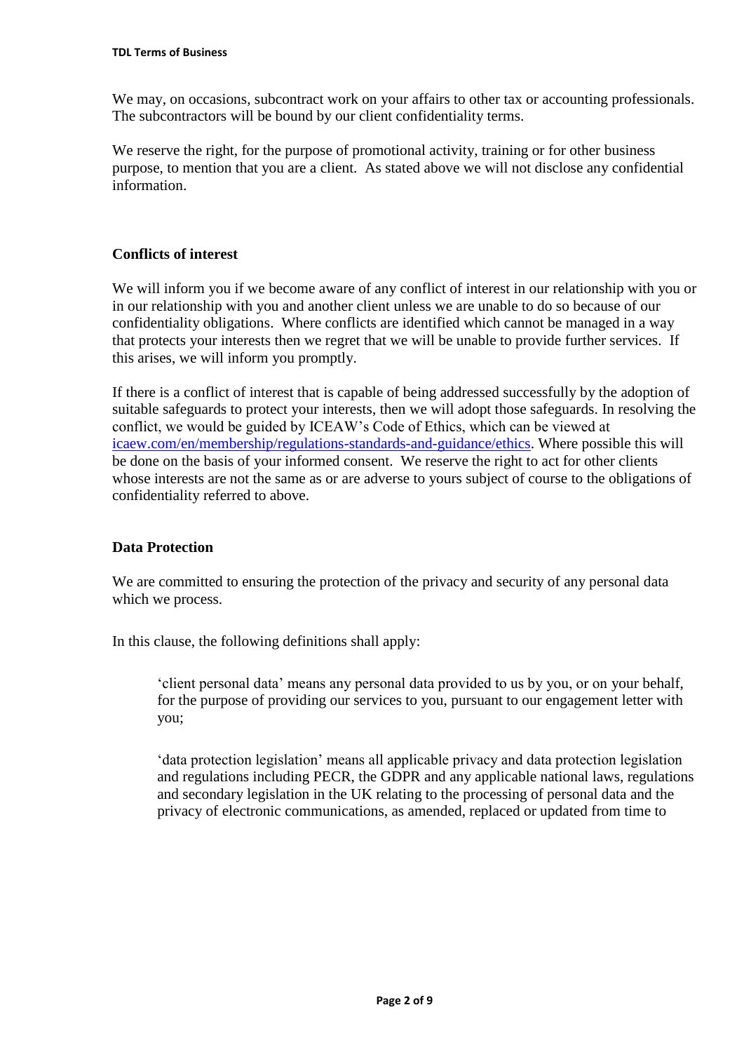We may, on occasions, subcontract work on your affairs to other tax or accounting professionals. The subcontractors will be bound by our client confidentiality terms.

We reserve the right, for the purpose of promotional activity, training or for other business purpose, to mention that you are a client.  As stated above we will not disclose any confidential information.

### Conflicts of interest

We will inform you if we become aware of any conflict of interest in our relationship with you or in our relationship with you and another client unless we are unable to do so because of our confidentiality obligations.  Where conflicts are identified which cannot be managed in a way that protects your interests then we regret that we will be unable to provide further services.  If this arises, we will inform you promptly.

If there is a conflict of interest that is capable of being addressed successfully by the adoption of suitable safeguards to protect your interests, then we will adopt those safeguards. In resolving the conflict, we would be guided by ICEAW's Code of Ethics, which can be viewed at [icaew.com/en/membership/regulations-standards-and-guidance/ethics](icaew.com/en/membership/regulations-standards-and-guidance/ethics). Where possible this will be done on the basis of your informed consent.  We reserve the right to act for other clients whose interests are not the same as or are adverse to yours subject of course to the obligations of confidentiality referred to above.

### Data Protection

We are committed to ensuring the protection of the privacy and security of any personal data which we process.

In this clause, the following definitions shall apply:

> 'client personal data' means any personal data provided to us by you, or on your behalf, for the purpose of providing our services to you, pursuant to our engagement letter with you;
>
> 'data protection legislation' means all applicable privacy and data protection legislation and regulations including PECR, the GDPR and any applicable national laws, regulations and secondary legislation in the UK relating to the processing of personal data and the privacy of electronic communications, as amended, replaced or updated from time to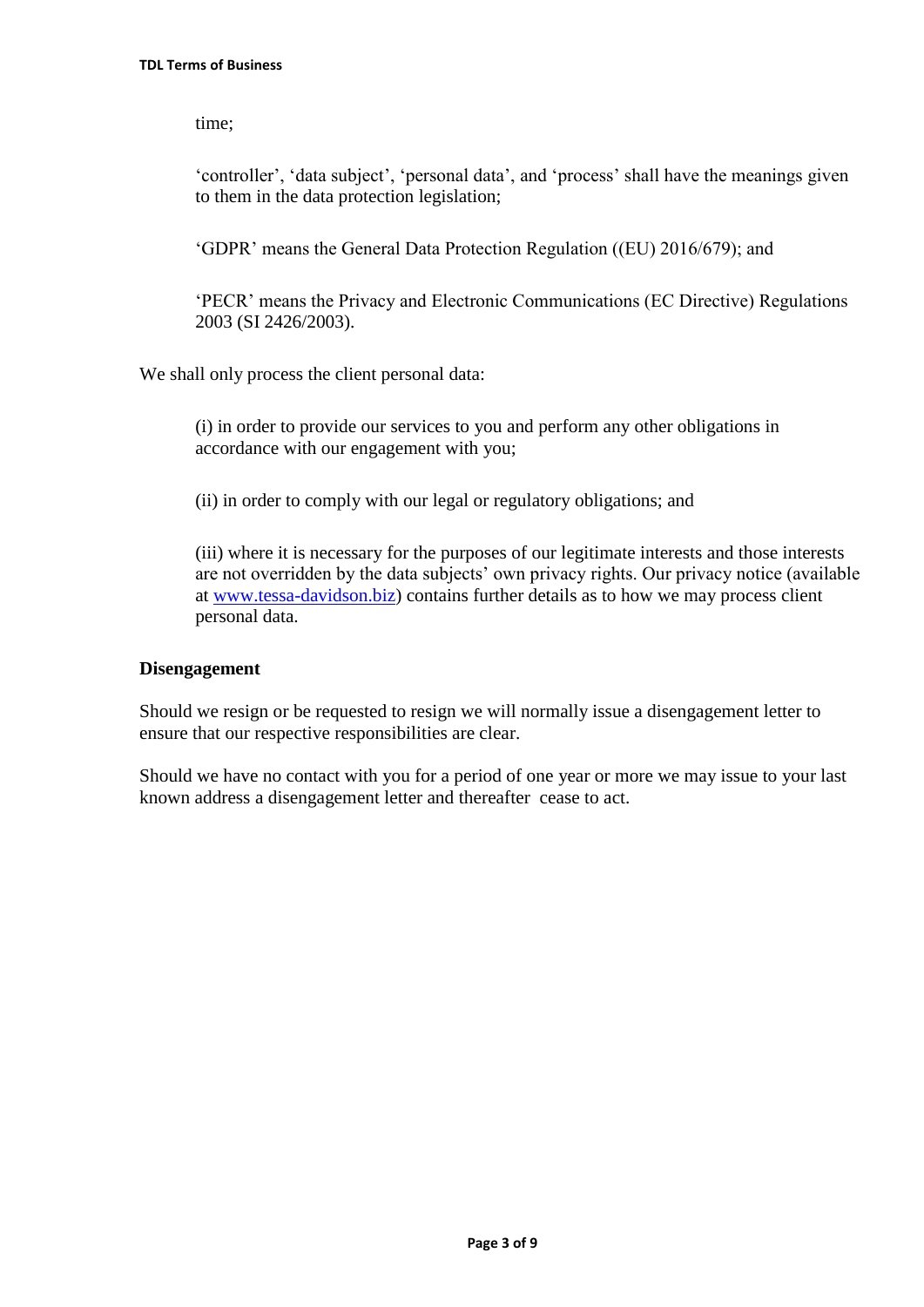time;

'controller', 'data subject', 'personal data', and 'process' shall have the meanings given to them in the data protection legislation;

'GDPR' means the General Data Protection Regulation ((EU) 2016/679); and

'PECR' means the Privacy and Electronic Communications (EC Directive) Regulations 2003 (SI 2426/2003).

We shall only process the client personal data:

(i) in order to provide our services to you and perform any other obligations in accordance with our engagement with you;

(ii) in order to comply with our legal or regulatory obligations; and

(iii) where it is necessary for the purposes of our legitimate interests and those interests are not overridden by the data subjects' own privacy rights. Our privacy notice (available at [www.tessa-davidson.biz](www.tessa-davidson.biz)) contains further details as to how we may process client personal data.

**Disengagement**

Should we resign or be requested to resign we will normally issue a disengagement letter to ensure that our respective responsibilities are clear.

Should we have no contact with you for a period of one year or more we may issue to your last known address a disengagement letter and thereafter cease to act.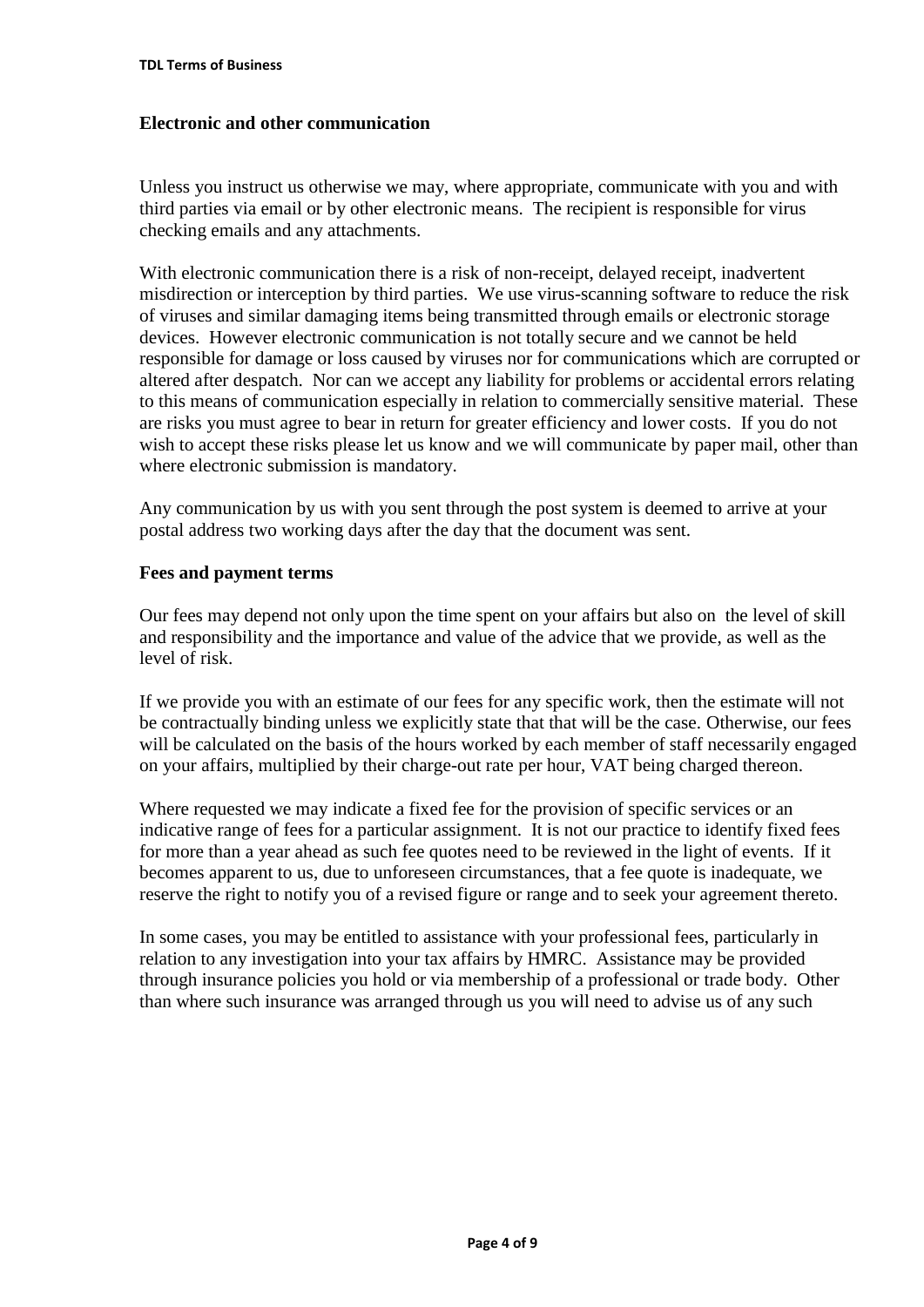## Electronic and other communication

Unless you instruct us otherwise we may, where appropriate, communicate with you and with third parties via email or by other electronic means. The recipient is responsible for virus checking emails and any attachments.

With electronic communication there is a risk of non-receipt, delayed receipt, inadvertent misdirection or interception by third parties. We use virus-scanning software to reduce the risk of viruses and similar damaging items being transmitted through emails or electronic storage devices. However electronic communication is not totally secure and we cannot be held responsible for damage or loss caused by viruses nor for communications which are corrupted or altered after despatch. Nor can we accept any liability for problems or accidental errors relating to this means of communication especially in relation to commercially sensitive material. These are risks you must agree to bear in return for greater efficiency and lower costs. If you do not wish to accept these risks please let us know and we will communicate by paper mail, other than where electronic submission is mandatory.

Any communication by us with you sent through the post system is deemed to arrive at your postal address two working days after the day that the document was sent.

## Fees and payment terms

Our fees may depend not only upon the time spent on your affairs but also on the level of skill and responsibility and the importance and value of the advice that we provide, as well as the level of risk.

If we provide you with an estimate of our fees for any specific work, then the estimate will not be contractually binding unless we explicitly state that that will be the case. Otherwise, our fees will be calculated on the basis of the hours worked by each member of staff necessarily engaged on your affairs, multiplied by their charge-out rate per hour, VAT being charged thereon.

Where requested we may indicate a fixed fee for the provision of specific services or an indicative range of fees for a particular assignment. It is not our practice to identify fixed fees for more than a year ahead as such fee quotes need to be reviewed in the light of events. If it becomes apparent to us, due to unforeseen circumstances, that a fee quote is inadequate, we reserve the right to notify you of a revised figure or range and to seek your agreement thereto.

In some cases, you may be entitled to assistance with your professional fees, particularly in relation to any investigation into your tax affairs by HMRC. Assistance may be provided through insurance policies you hold or via membership of a professional or trade body. Other than where such insurance was arranged through us you will need to advise us of any such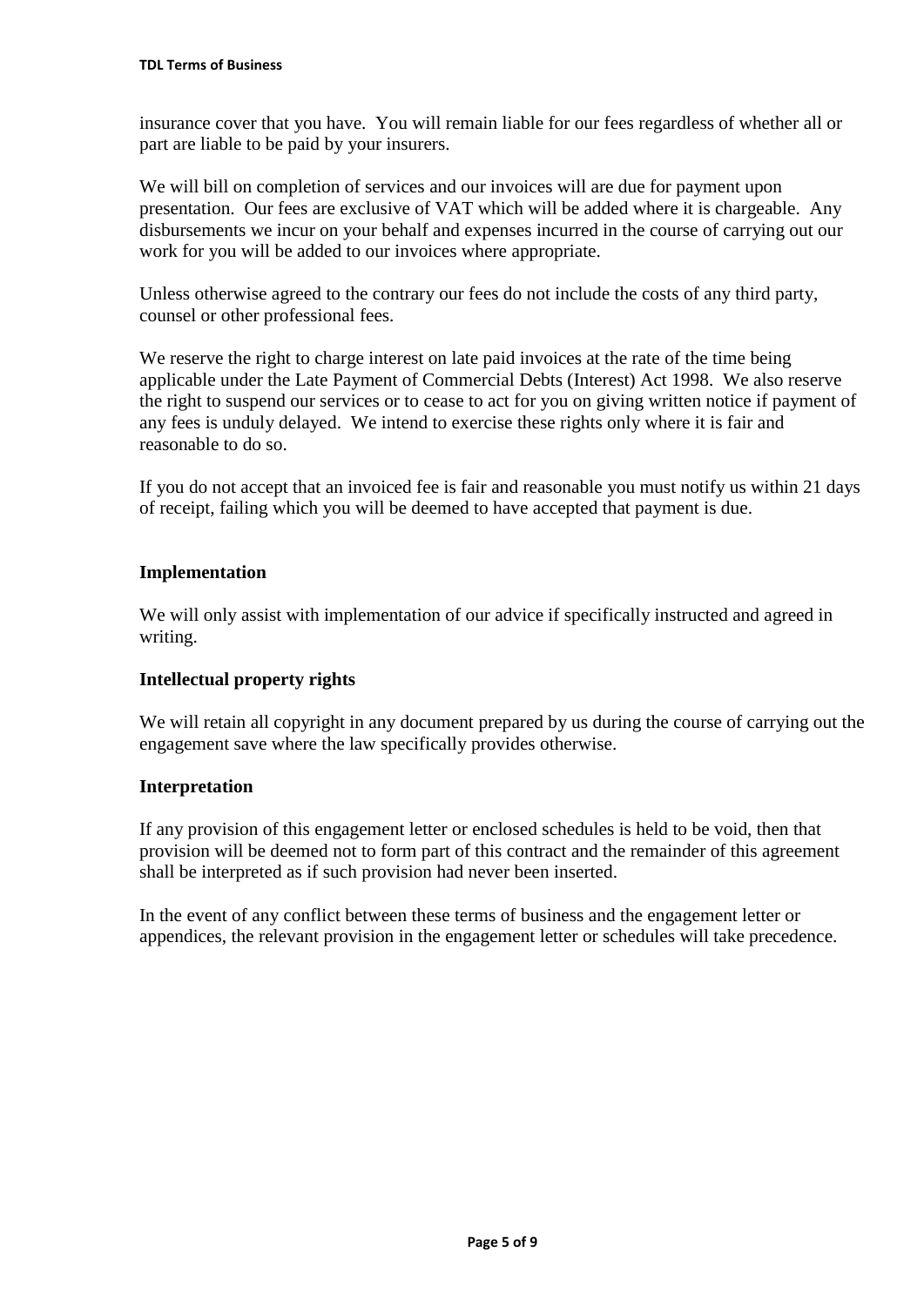insurance cover that you have. You will remain liable for our fees regardless of whether all or part are liable to be paid by your insurers.

We will bill on completion of services and our invoices will are due for payment upon presentation. Our fees are exclusive of VAT which will be added where it is chargeable. Any disbursements we incur on your behalf and expenses incurred in the course of carrying out our work for you will be added to our invoices where appropriate.

Unless otherwise agreed to the contrary our fees do not include the costs of any third party, counsel or other professional fees.

We reserve the right to charge interest on late paid invoices at the rate of the time being applicable under the Late Payment of Commercial Debts (Interest) Act 1998. We also reserve the right to suspend our services or to cease to act for you on giving written notice if payment of any fees is unduly delayed. We intend to exercise these rights only where it is fair and reasonable to do so.

If you do not accept that an invoiced fee is fair and reasonable you must notify us within 21 days of receipt, failing which you will be deemed to have accepted that payment is due.

**Implementation**

We will only assist with implementation of our advice if specifically instructed and agreed in writing.

**Intellectual property rights**

We will retain all copyright in any document prepared by us during the course of carrying out the engagement save where the law specifically provides otherwise.

**Interpretation**

If any provision of this engagement letter or enclosed schedules is held to be void, then that provision will be deemed not to form part of this contract and the remainder of this agreement shall be interpreted as if such provision had never been inserted.

In the event of any conflict between these terms of business and the engagement letter or appendices, the relevant provision in the engagement letter or schedules will take precedence.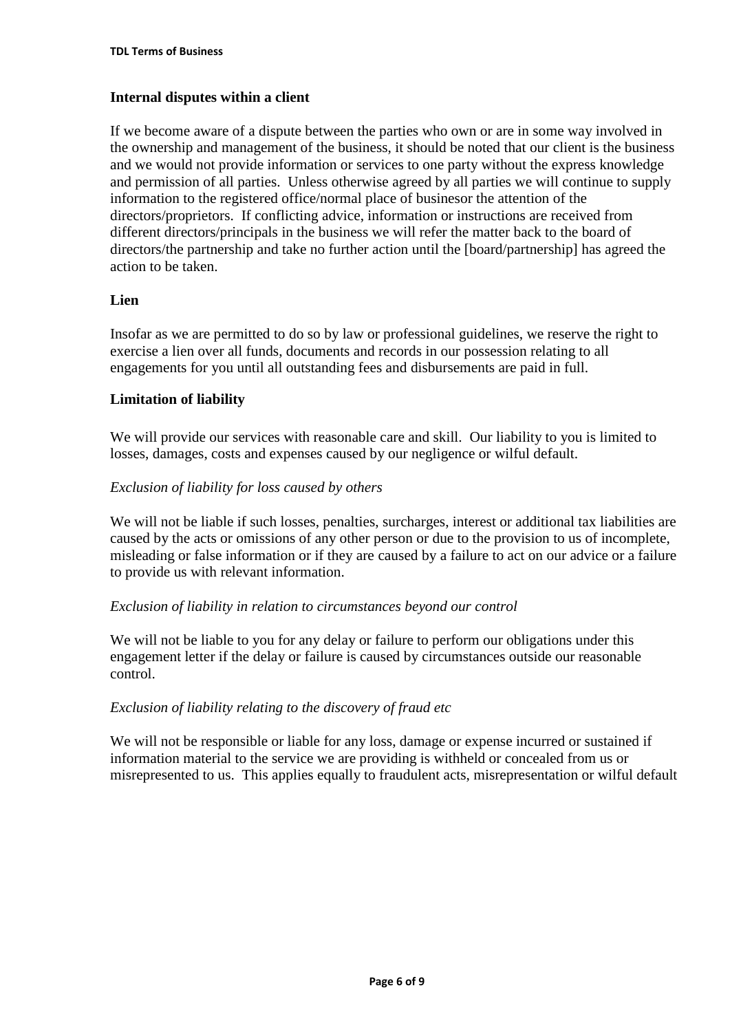## Internal disputes within a client

If we become aware of a dispute between the parties who own or are in some way involved in the ownership and management of the business, it should be noted that our client is the business and we would not provide information or services to one party without the express knowledge and permission of all parties. Unless otherwise agreed by all parties we will continue to supply information to the registered office/normal place of businesor the attention of the directors/proprietors. If conflicting advice, information or instructions are received from different directors/principals in the business we will refer the matter back to the board of directors/the partnership and take no further action until the [board/partnership] has agreed the action to be taken.

## Lien

Insofar as we are permitted to do so by law or professional guidelines, we reserve the right to exercise a lien over all funds, documents and records in our possession relating to all engagements for you until all outstanding fees and disbursements are paid in full.

## Limitation of liability

We will provide our services with reasonable care and skill. Our liability to you is limited to losses, damages, costs and expenses caused by our negligence or wilful default.

*Exclusion of liability for loss caused by others*

We will not be liable if such losses, penalties, surcharges, interest or additional tax liabilities are caused by the acts or omissions of any other person or due to the provision to us of incomplete, misleading or false information or if they are caused by a failure to act on our advice or a failure to provide us with relevant information.

*Exclusion of liability in relation to circumstances beyond our control*

We will not be liable to you for any delay or failure to perform our obligations under this engagement letter if the delay or failure is caused by circumstances outside our reasonable control.

*Exclusion of liability relating to the discovery of fraud etc*

We will not be responsible or liable for any loss, damage or expense incurred or sustained if information material to the service we are providing is withheld or concealed from us or misrepresented to us. This applies equally to fraudulent acts, misrepresentation or wilful default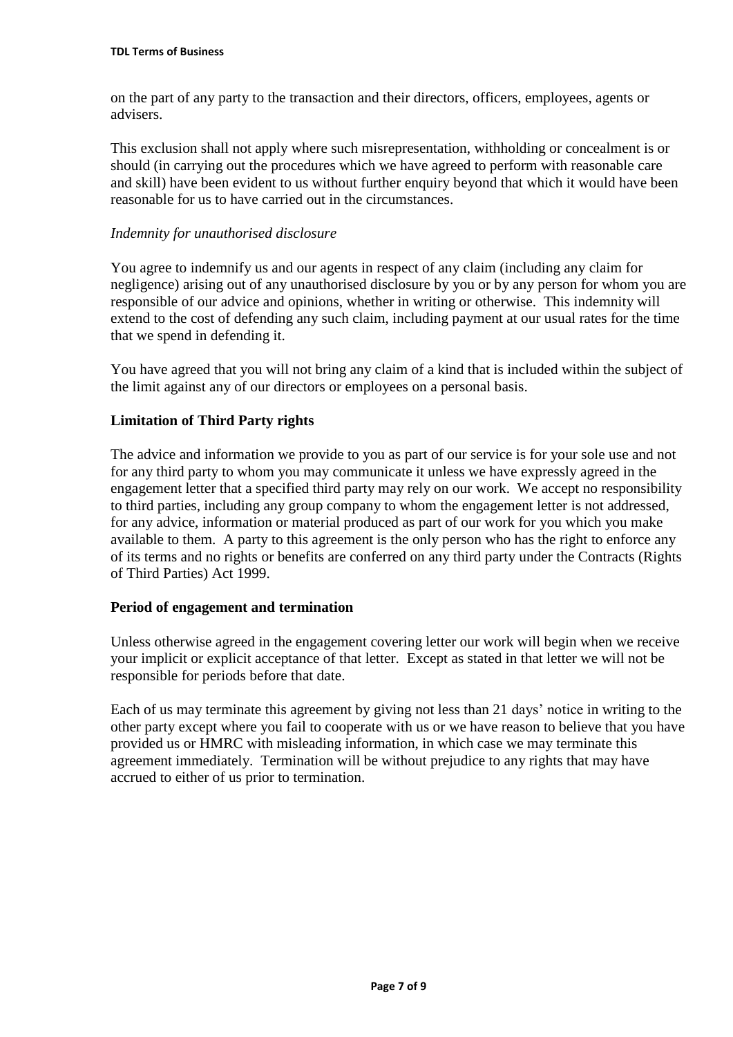on the part of any party to the transaction and their directors, officers, employees, agents or advisers.

This exclusion shall not apply where such misrepresentation, withholding or concealment is or should (in carrying out the procedures which we have agreed to perform with reasonable care and skill) have been evident to us without further enquiry beyond that which it would have been reasonable for us to have carried out in the circumstances.

*Indemnity for unauthorised disclosure*

You agree to indemnify us and our agents in respect of any claim (including any claim for negligence) arising out of any unauthorised disclosure by you or by any person for whom you are responsible of our advice and opinions, whether in writing or otherwise. This indemnity will extend to the cost of defending any such claim, including payment at our usual rates for the time that we spend in defending it.

You have agreed that you will not bring any claim of a kind that is included within the subject of the limit against any of our directors or employees on a personal basis.

**Limitation of Third Party rights**

The advice and information we provide to you as part of our service is for your sole use and not for any third party to whom you may communicate it unless we have expressly agreed in the engagement letter that a specified third party may rely on our work. We accept no responsibility to third parties, including any group company to whom the engagement letter is not addressed, for any advice, information or material produced as part of our work for you which you make available to them. A party to this agreement is the only person who has the right to enforce any of its terms and no rights or benefits are conferred on any third party under the Contracts (Rights of Third Parties) Act 1999.

**Period of engagement and termination**

Unless otherwise agreed in the engagement covering letter our work will begin when we receive your implicit or explicit acceptance of that letter. Except as stated in that letter we will not be responsible for periods before that date.

Each of us may terminate this agreement by giving not less than 21 days' notice in writing to the other party except where you fail to cooperate with us or we have reason to believe that you have provided us or HMRC with misleading information, in which case we may terminate this agreement immediately. Termination will be without prejudice to any rights that may have accrued to either of us prior to termination.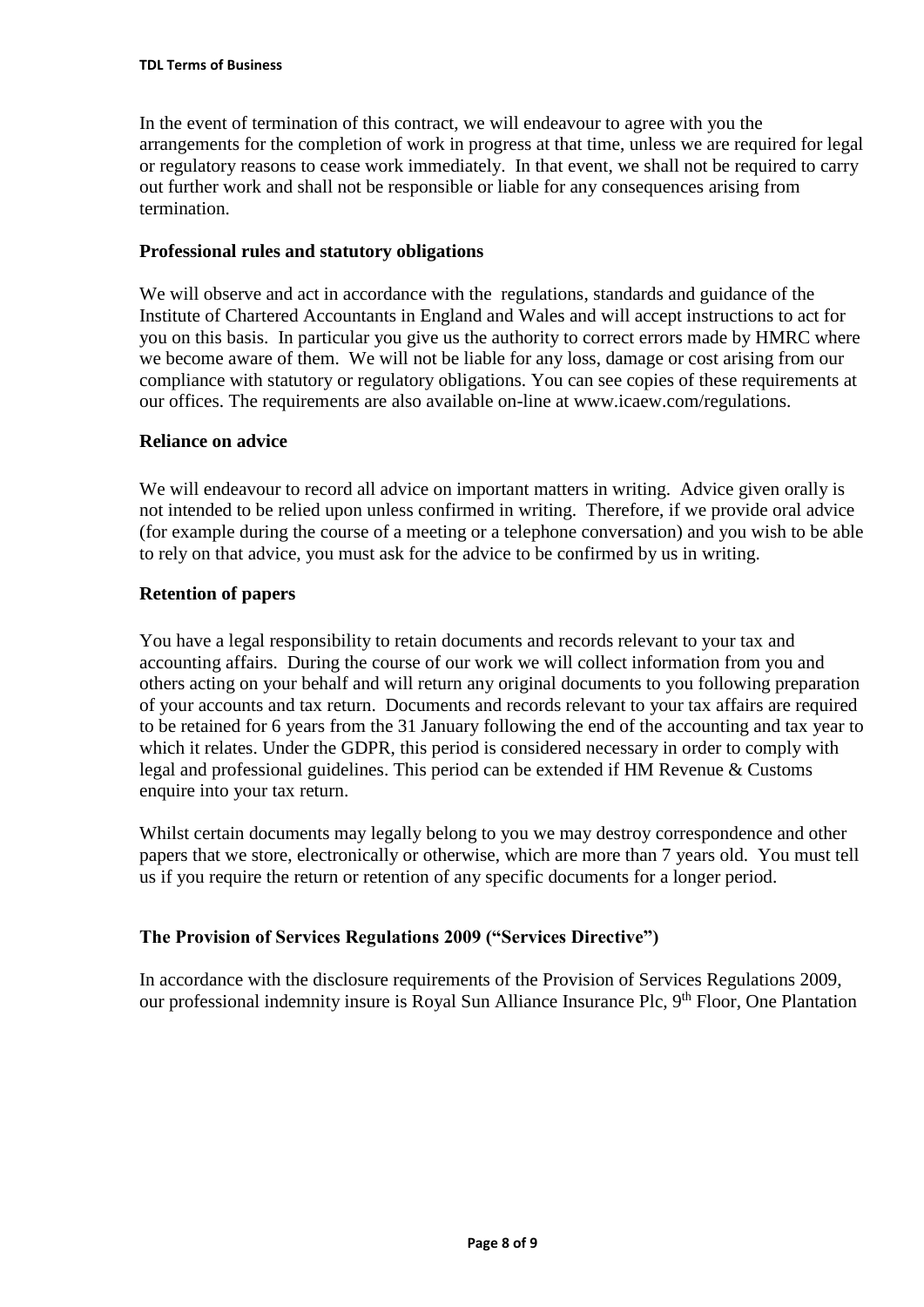In the event of termination of this contract, we will endeavour to agree with you the arrangements for the completion of work in progress at that time, unless we are required for legal or regulatory reasons to cease work immediately. In that event, we shall not be required to carry out further work and shall not be responsible or liable for any consequences arising from termination.

### Professional rules and statutory obligations

We will observe and act in accordance with the regulations, standards and guidance of the Institute of Chartered Accountants in England and Wales and will accept instructions to act for you on this basis. In particular you give us the authority to correct errors made by HMRC where we become aware of them. We will not be liable for any loss, damage or cost arising from our compliance with statutory or regulatory obligations. You can see copies of these requirements at our offices. The requirements are also available on-line at www.icaew.com/regulations.

### Reliance on advice

We will endeavour to record all advice on important matters in writing. Advice given orally is not intended to be relied upon unless confirmed in writing. Therefore, if we provide oral advice (for example during the course of a meeting or a telephone conversation) and you wish to be able to rely on that advice, you must ask for the advice to be confirmed by us in writing.

### Retention of papers

You have a legal responsibility to retain documents and records relevant to your tax and accounting affairs. During the course of our work we will collect information from you and others acting on your behalf and will return any original documents to you following preparation of your accounts and tax return. Documents and records relevant to your tax affairs are required to be retained for 6 years from the 31 January following the end of the accounting and tax year to which it relates. Under the GDPR, this period is considered necessary in order to comply with legal and professional guidelines. This period can be extended if HM Revenue & Customs enquire into your tax return.

Whilst certain documents may legally belong to you we may destroy correspondence and other papers that we store, electronically or otherwise, which are more than 7 years old. You must tell us if you require the return or retention of any specific documents for a longer period.

### The Provision of Services Regulations 2009 ("Services Directive")

In accordance with the disclosure requirements of the Provision of Services Regulations 2009, our professional indemnity insure is Royal Sun Alliance Insurance Plc, 9th Floor, One Plantation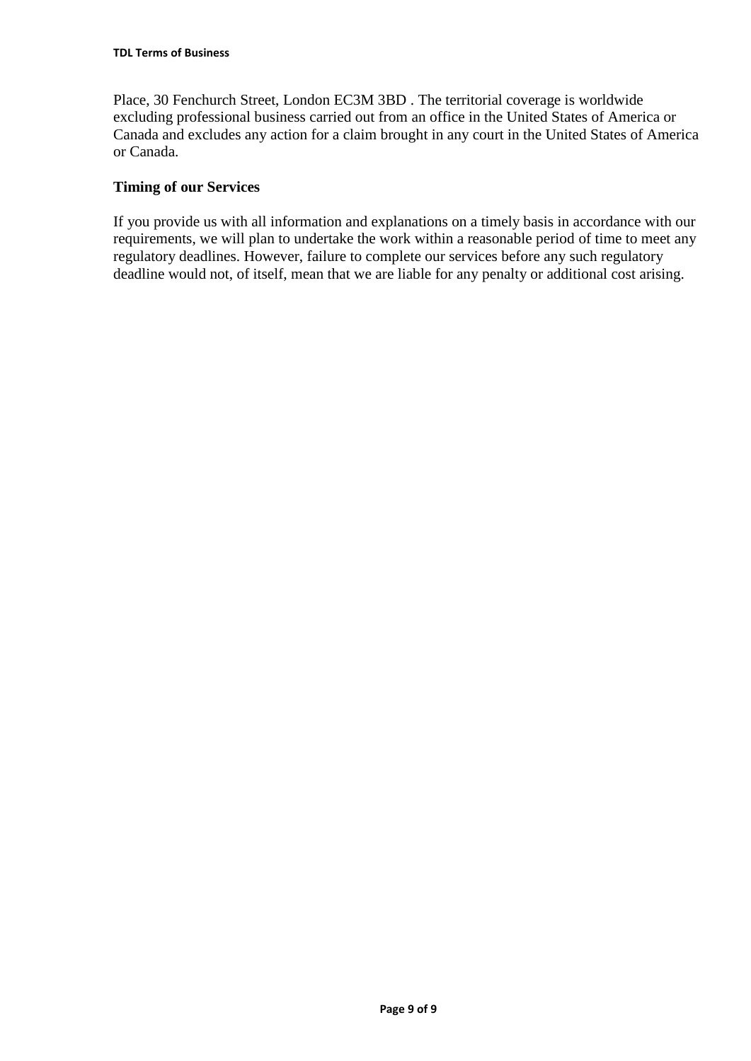Place, 30 Fenchurch Street, London EC3M 3BD . The territorial coverage is worldwide excluding professional business carried out from an office in the United States of America or Canada and excludes any action for a claim brought in any court in the United States of America or Canada.

## Timing of our Services

If you provide us with all information and explanations on a timely basis in accordance with our requirements, we will plan to undertake the work within a reasonable period of time to meet any regulatory deadlines. However, failure to complete our services before any such regulatory deadline would not, of itself, mean that we are liable for any penalty or additional cost arising.